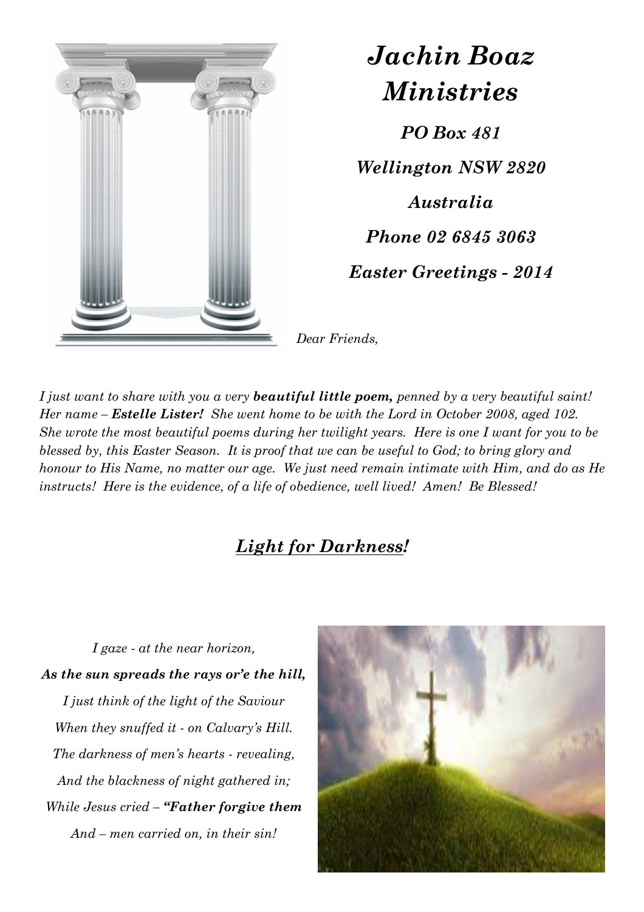# *Jachin Boaz Ministries*

***PO Box 481***

***Wellington NSW 2820***

***Australia***

***Phone 02 6845 3063***

***Easter Greetings - 2014***

*Dear Friends,*

*I just want to share with you a very* ***beautiful little poem,*** *penned by a very beautiful saint! Her name –* ***Estelle Lister!*** *She went home to be with the Lord in October 2008, aged 102. She wrote the most beautiful poems during her twilight years. Here is one I want for you to be blessed by, this Easter Season. It is proof that we can be useful to God; to bring glory and honour to His Name, no matter our age. We just need remain intimate with Him, and do as He instructs! Here is the evidence, of a life of obedience, well lived! Amen! Be Blessed!*

## ***Light for Darkness!***

*I gaze - at the near horizon,*
***As the sun spreads the rays or'e the hill,***
*I just think of the light of the Saviour*
*When they snuffed it - on Calvary's Hill.*
*The darkness of men's hearts - revealing,*
*And the blackness of night gathered in;*
*While Jesus cried –* ***"Father forgive them***
*And – men carried on, in their sin!*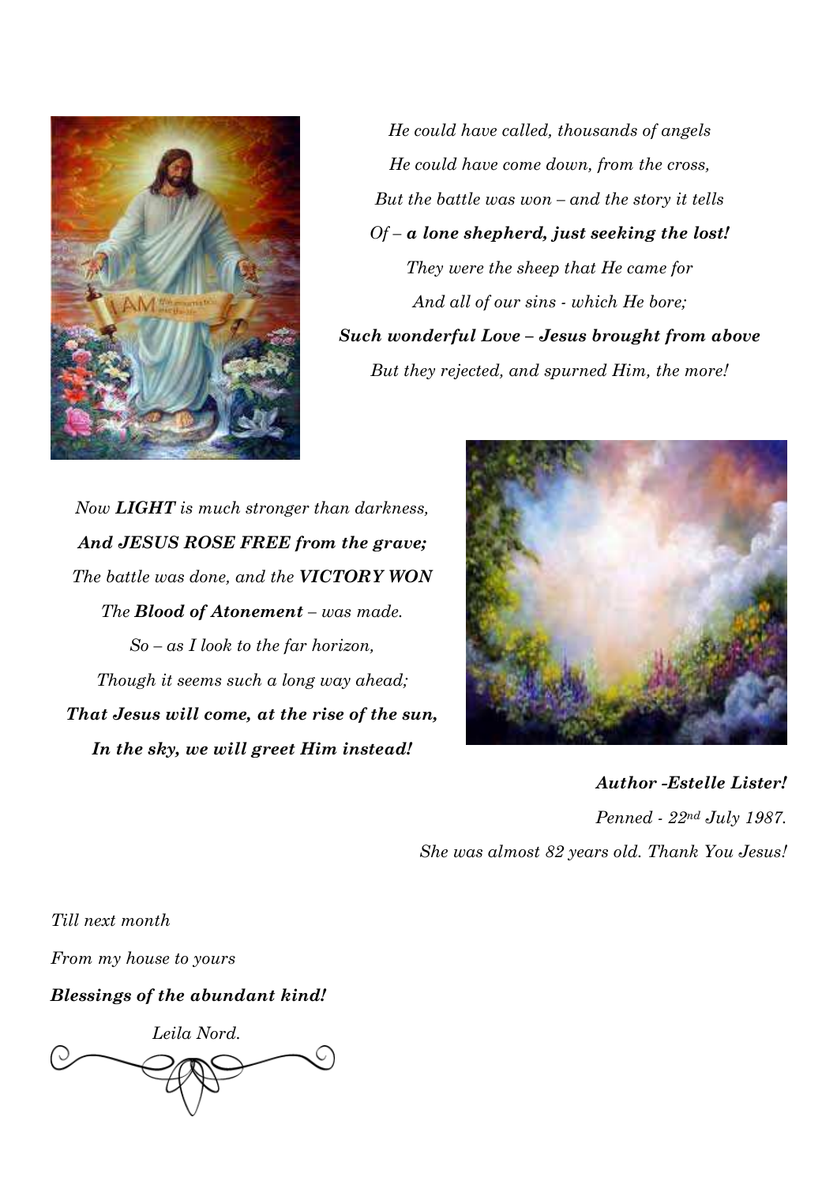*He could have called, thousands of angels*
*He could have come down, from the cross,*
*But the battle was won – and the story it tells*
*Of – **a lone shepherd, just seeking the lost!***
*They were the sheep that He came for*
*And all of our sins - which He bore;*
***Such wonderful Love – Jesus brought from above***
*But they rejected, and spurned Him, the more!*

*Now **LIGHT** is much stronger than darkness,*
***And JESUS ROSE FREE from the grave;***
*The battle was done, and the **VICTORY WON***
*The **Blood of Atonement** – was made.*
*So – as I look to the far horizon,*
*Though it seems such a long way ahead;*
***That Jesus will come, at the rise of the sun,***
***In the sky, we will greet Him instead!***

***Author -Estelle Lister!***
*Penned - 22nd July 1987.*
*She was almost 82 years old. Thank You Jesus!*

*Till next month*

*From my house to yours*

***Blessings of the abundant kind!***

*Leila Nord.*